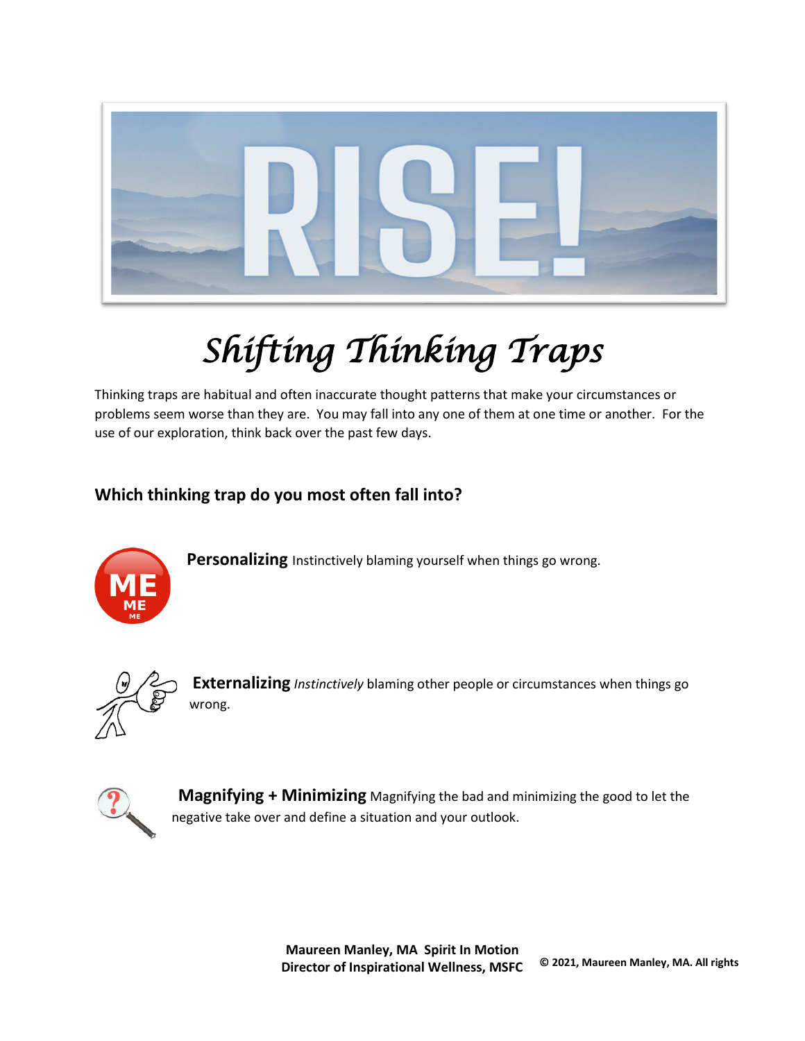# RISE!

## *Shifting Thinking Traps*

Thinking traps are habitual and often inaccurate thought patterns that make your circumstances or problems seem worse than they are. You may fall into any one of them at one time or another. For the use of our exploration, think back over the past few days.

### Which thinking trap do you most often fall into?

**Personalizing** Instinctively blaming yourself when things go wrong.

**Externalizing** *Instinctively* blaming other people or circumstances when things go wrong.

**Magnifying + Minimizing** Magnifying the bad and minimizing the good to let the negative take over and define a situation and your outlook.

**Maureen Manley, MA Spirit In Motion**
**Director of Inspirational Wellness, MSFC**

**© 2021, Maureen Manley, MA. All rights**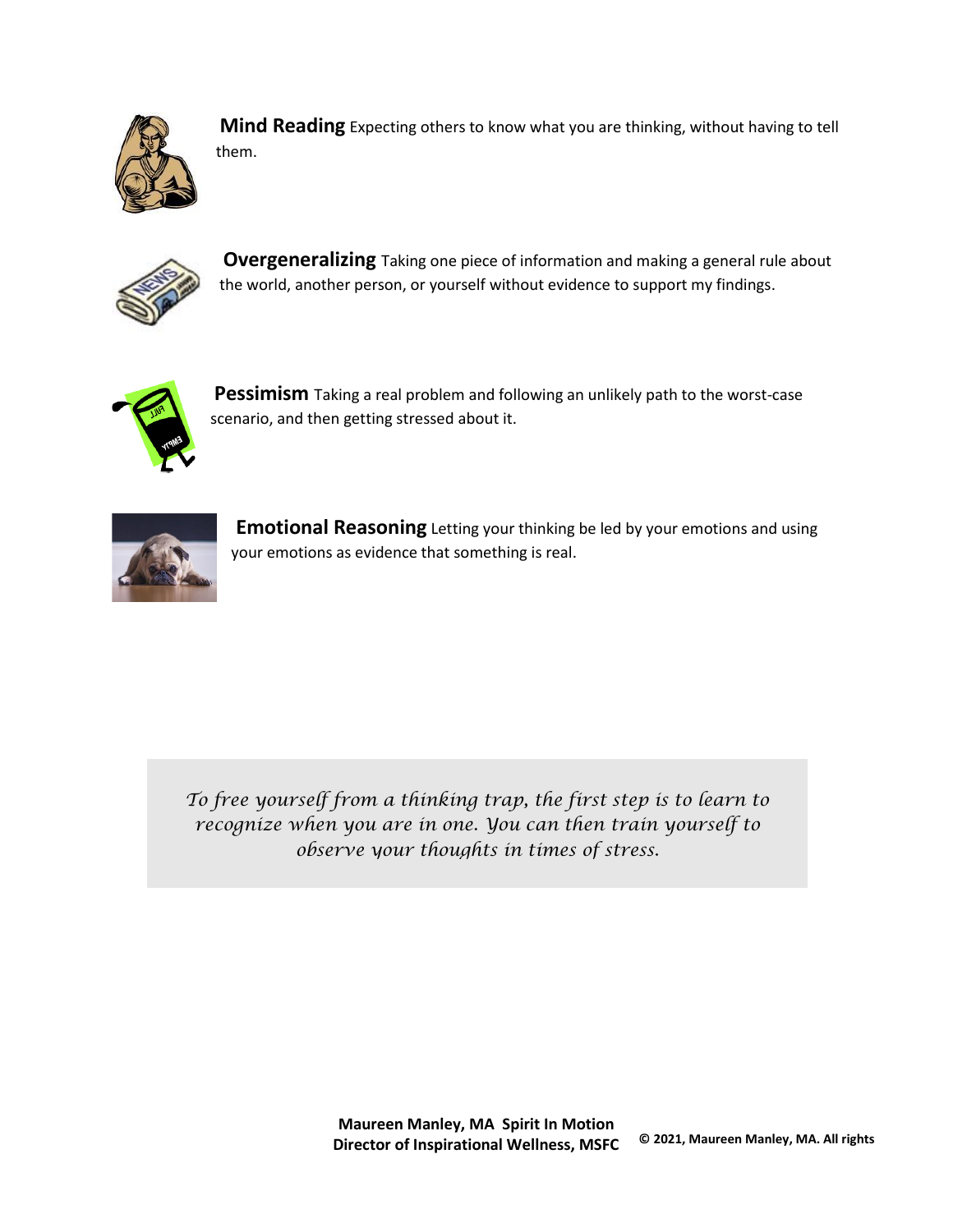**Mind Reading** Expecting others to know what you are thinking, without having to tell them.

**Overgeneralizing** Taking one piece of information and making a general rule about the world, another person, or yourself without evidence to support my findings.

**Pessimism** Taking a real problem and following an unlikely path to the worst-case scenario, and then getting stressed about it.

**Emotional Reasoning** Letting your thinking be led by your emotions and using your emotions as evidence that something is real.

*To free yourself from a thinking trap, the first step is to learn to recognize when you are in one. You can then train yourself to observe your thoughts in times of stress.*

**Maureen Manley, MA Spirit In Motion**
**Director of Inspirational Wellness, MSFC**

**© 2021, Maureen Manley, MA. All rights**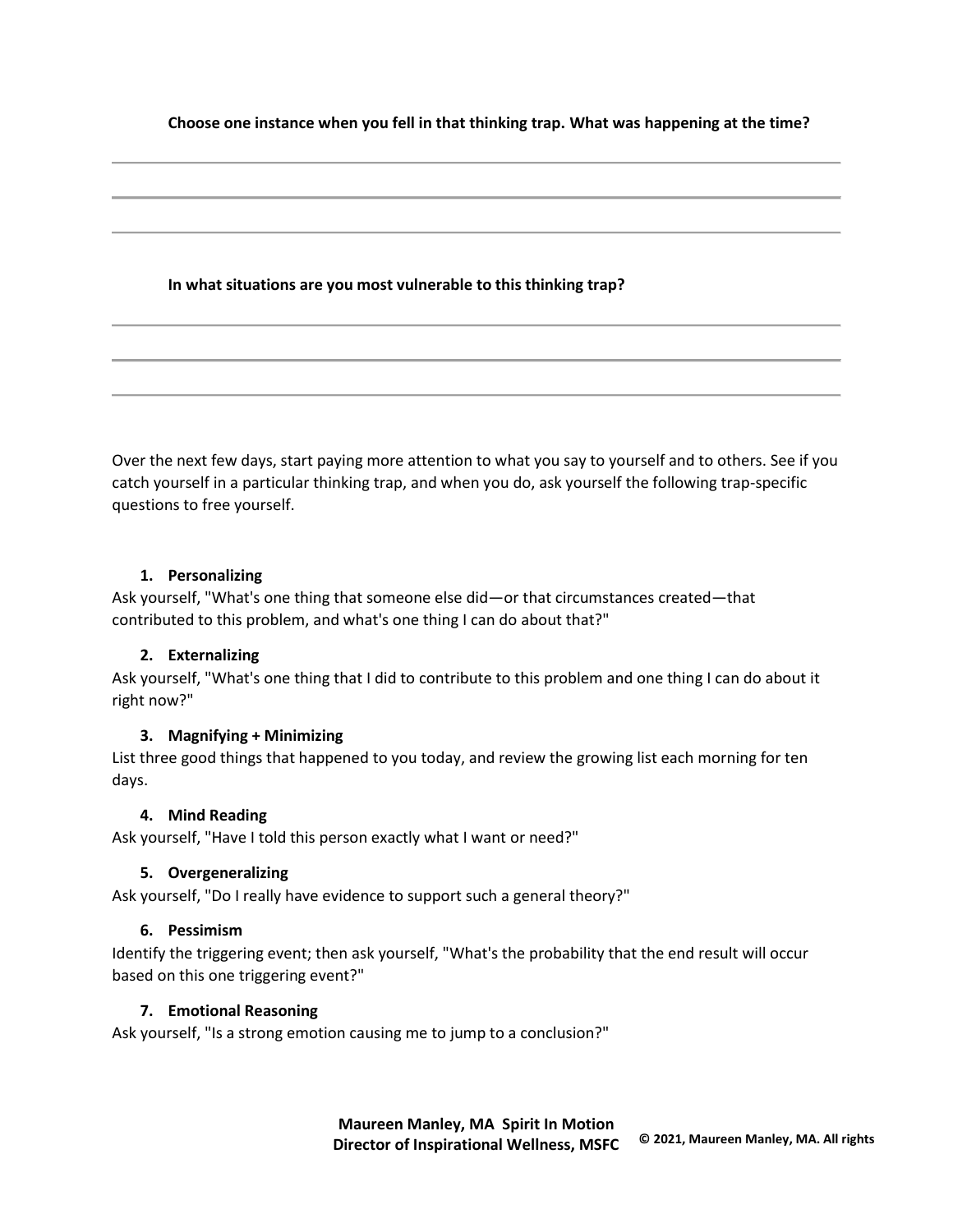**Choose one instance when you fell in that thinking trap. What was happening at the time?**

---

---

---

**In what situations are you most vulnerable to this thinking trap?**

---

---

---

Over the next few days, start paying more attention to what you say to yourself and to others. See if you catch yourself in a particular thinking trap, and when you do, ask yourself the following trap-specific questions to free yourself.

1. **Personalizing**

Ask yourself, "What's one thing that someone else did—or that circumstances created—that contributed to this problem, and what's one thing I can do about that?"

2. **Externalizing**

Ask yourself, "What's one thing that I did to contribute to this problem and one thing I can do about it right now?"

3. **Magnifying + Minimizing**

List three good things that happened to you today, and review the growing list each morning for ten days.

4. **Mind Reading**

Ask yourself, "Have I told this person exactly what I want or need?"

5. **Overgeneralizing**

Ask yourself, "Do I really have evidence to support such a general theory?"

6. **Pessimism**

Identify the triggering event; then ask yourself, "What's the probability that the end result will occur based on this one triggering event?"

7. **Emotional Reasoning**

Ask yourself, "Is a strong emotion causing me to jump to a conclusion?"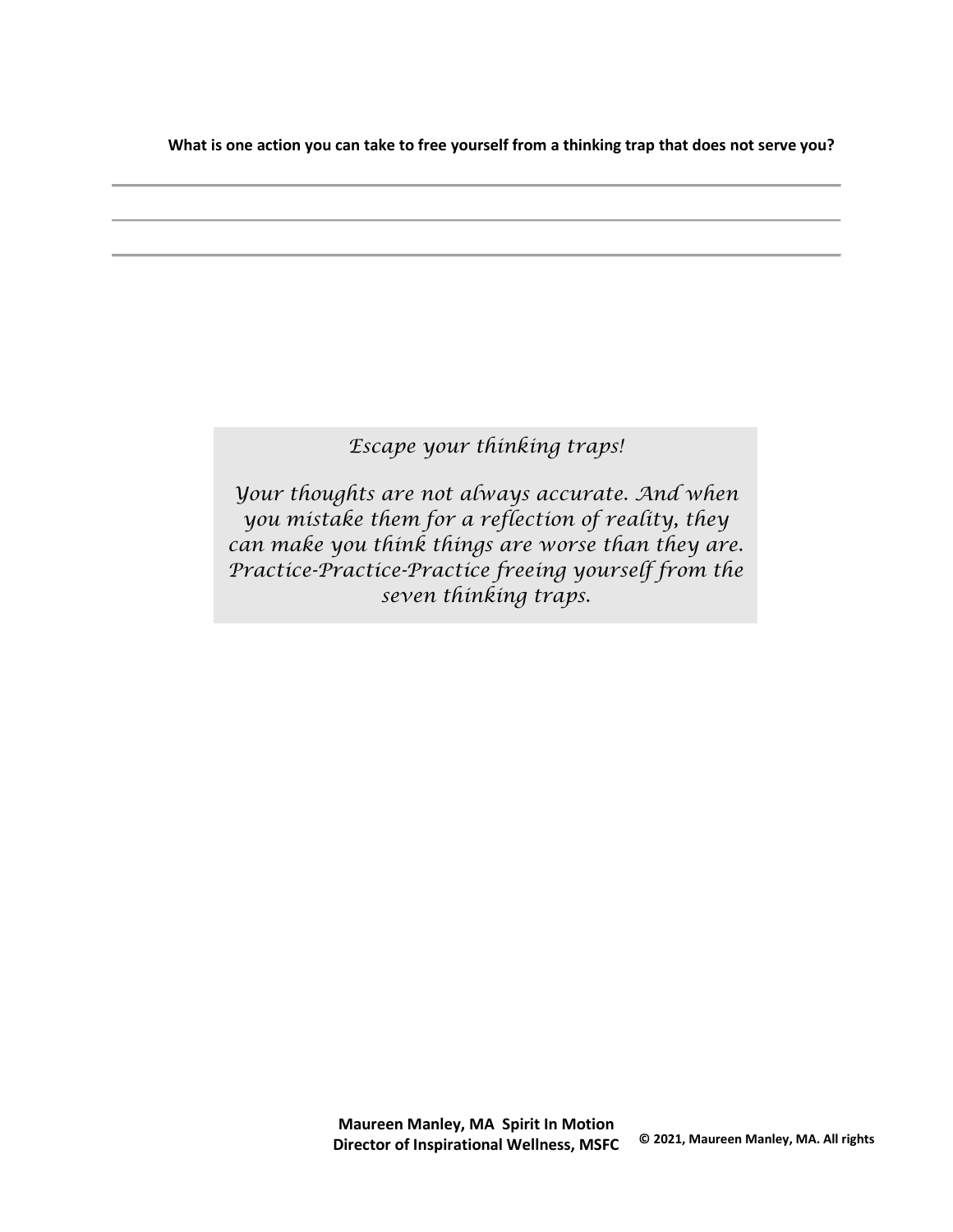**What is one action you can take to free yourself from a thinking trap that does not serve you?**

---

---

---

*Escape your thinking traps!*

*Your thoughts are not always accurate. And when you mistake them for a reflection of reality, they can make you think things are worse than they are. Practice-Practice-Practice freeing yourself from the seven thinking traps.*

**Maureen Manley, MA Spirit In Motion**
**Director of Inspirational Wellness, MSFC** **© 2021, Maureen Manley, MA. All rights**